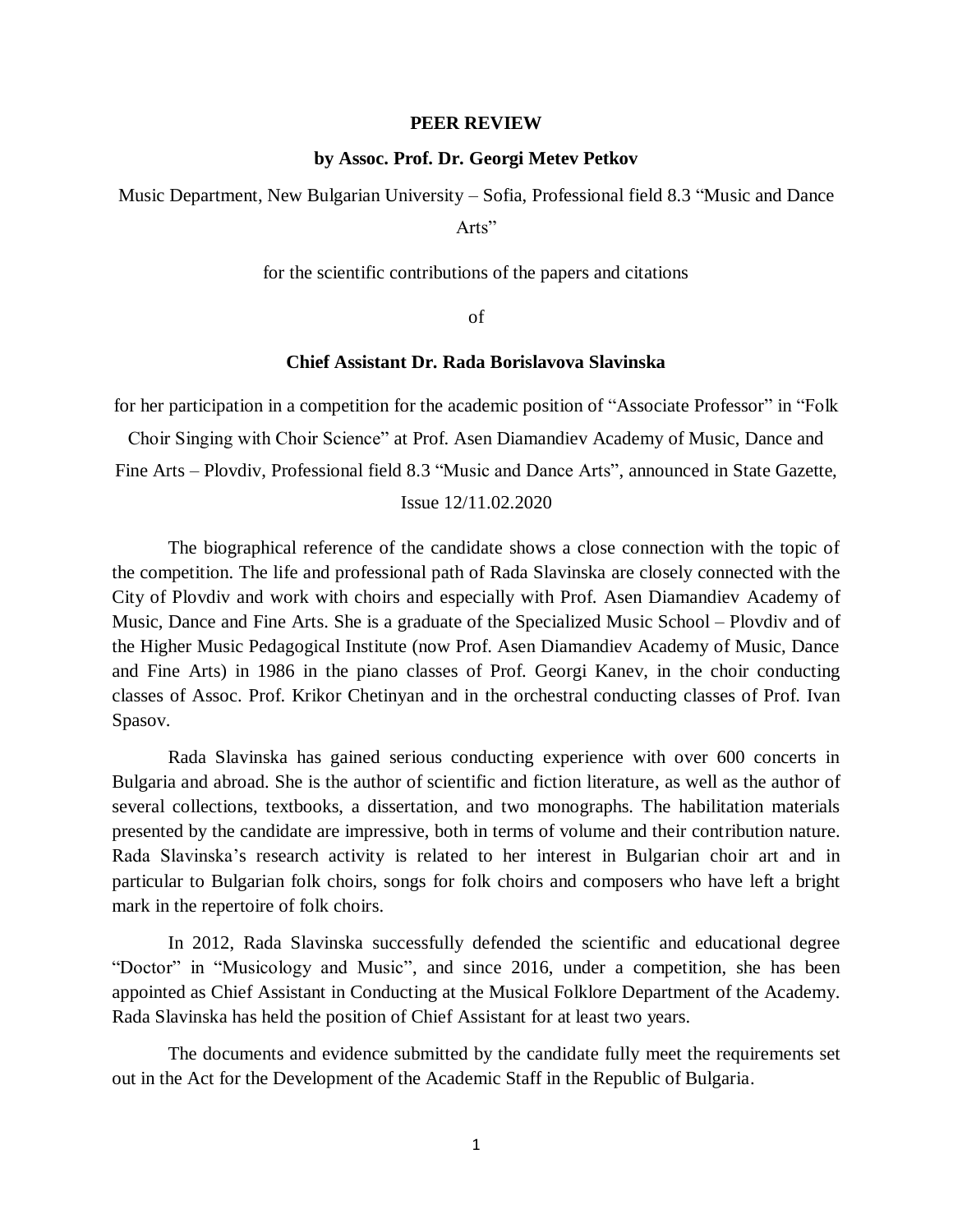# PEER REVIEW

**by Assoc. Prof. Dr. Georgi Metev Petkov**

Music Department, New Bulgarian University – Sofia, Professional field 8.3 "Music and Dance Arts"

for the scientific contributions of the papers and citations

of

**Chief Assistant Dr. Rada Borislavova Slavinska**

for her participation in a competition for the academic position of "Associate Professor" in "Folk Choir Singing with Choir Science" at Prof. Asen Diamandiev Academy of Music, Dance and Fine Arts – Plovdiv, Professional field 8.3 "Music and Dance Arts", announced in State Gazette, Issue 12/11.02.2020

The biographical reference of the candidate shows a close connection with the topic of the competition. The life and professional path of Rada Slavinska are closely connected with the City of Plovdiv and work with choirs and especially with Prof. Asen Diamandiev Academy of Music, Dance and Fine Arts. She is a graduate of the Specialized Music School – Plovdiv and of the Higher Music Pedagogical Institute (now Prof. Asen Diamandiev Academy of Music, Dance and Fine Arts) in 1986 in the piano classes of Prof. Georgi Kanev, in the choir conducting classes of Assoc. Prof. Krikor Chetinyan and in the orchestral conducting classes of Prof. Ivan Spasov.

Rada Slavinska has gained serious conducting experience with over 600 concerts in Bulgaria and abroad. She is the author of scientific and fiction literature, as well as the author of several collections, textbooks, a dissertation, and two monographs. The habilitation materials presented by the candidate are impressive, both in terms of volume and their contribution nature. Rada Slavinska's research activity is related to her interest in Bulgarian choir art and in particular to Bulgarian folk choirs, songs for folk choirs and composers who have left a bright mark in the repertoire of folk choirs.

In 2012, Rada Slavinska successfully defended the scientific and educational degree "Doctor" in "Musicology and Music", and since 2016, under a competition, she has been appointed as Chief Assistant in Conducting at the Musical Folklore Department of the Academy. Rada Slavinska has held the position of Chief Assistant for at least two years.

The documents and evidence submitted by the candidate fully meet the requirements set out in the Act for the Development of the Academic Staff in the Republic of Bulgaria.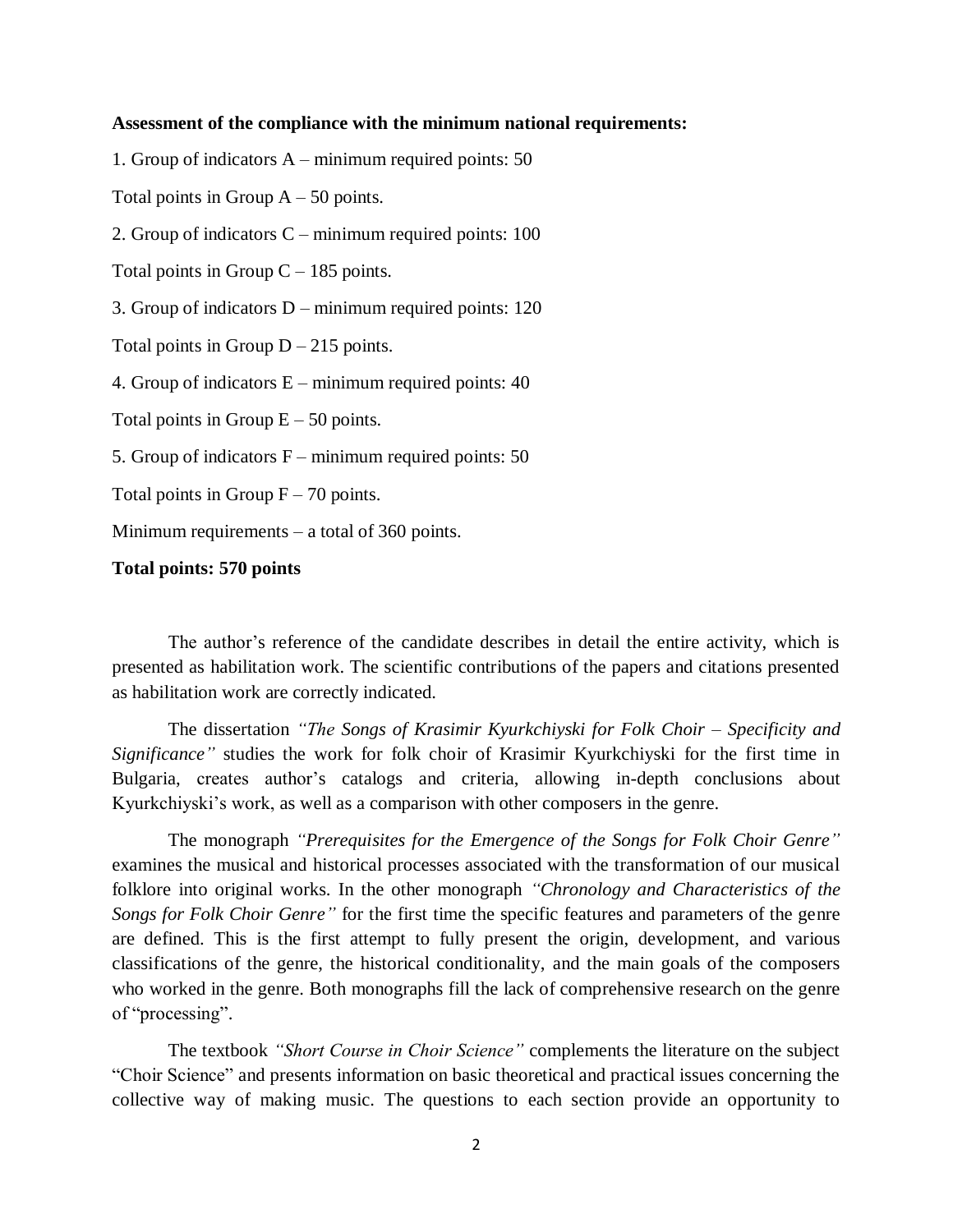**Assessment of the compliance with the minimum national requirements:**

1. Group of indicators A – minimum required points: 50

Total points in Group A – 50 points.

2. Group of indicators C – minimum required points: 100

Total points in Group C – 185 points.

3. Group of indicators D – minimum required points: 120

Total points in Group D – 215 points.

4. Group of indicators E – minimum required points: 40

Total points in Group E – 50 points.

5. Group of indicators F – minimum required points: 50

Total points in Group F – 70 points.

Minimum requirements – a total of 360 points.

**Total points: 570 points**

The author's reference of the candidate describes in detail the entire activity, which is presented as habilitation work. The scientific contributions of the papers and citations presented as habilitation work are correctly indicated.

The dissertation *"The Songs of Krasimir Kyurkchiyski for Folk Choir – Specificity and Significance"* studies the work for folk choir of Krasimir Kyurkchiyski for the first time in Bulgaria, creates author's catalogs and criteria, allowing in-depth conclusions about Kyurkchiyski's work, as well as a comparison with other composers in the genre.

The monograph *"Prerequisites for the Emergence of the Songs for Folk Choir Genre"* examines the musical and historical processes associated with the transformation of our musical folklore into original works. In the other monograph *"Chronology and Characteristics of the Songs for Folk Choir Genre"* for the first time the specific features and parameters of the genre are defined. This is the first attempt to fully present the origin, development, and various classifications of the genre, the historical conditionality, and the main goals of the composers who worked in the genre. Both monographs fill the lack of comprehensive research on the genre of "processing".

The textbook *"Short Course in Choir Science"* complements the literature on the subject "Choir Science" and presents information on basic theoretical and practical issues concerning the collective way of making music. The questions to each section provide an opportunity to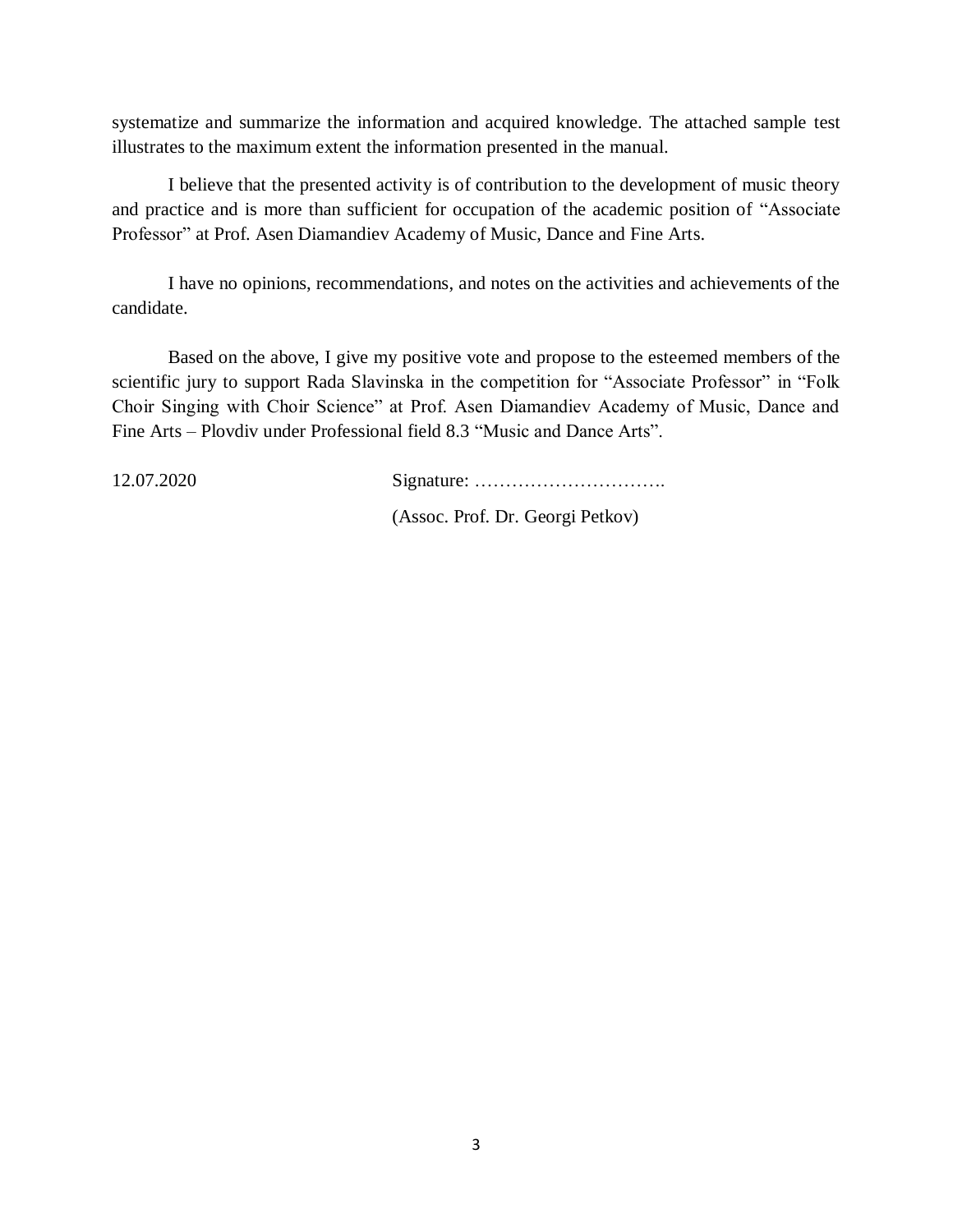systematize and summarize the information and acquired knowledge. The attached sample test illustrates to the maximum extent the information presented in the manual.

I believe that the presented activity is of contribution to the development of music theory and practice and is more than sufficient for occupation of the academic position of "Associate Professor" at Prof. Asen Diamandiev Academy of Music, Dance and Fine Arts.

I have no opinions, recommendations, and notes on the activities and achievements of the candidate.

Based on the above, I give my positive vote and propose to the esteemed members of the scientific jury to support Rada Slavinska in the competition for "Associate Professor" in "Folk Choir Singing with Choir Science" at Prof. Asen Diamandiev Academy of Music, Dance and Fine Arts – Plovdiv under Professional field 8.3 "Music and Dance Arts".

12.07.2020 Signature: ………………………….

(Assoc. Prof. Dr. Georgi Petkov)